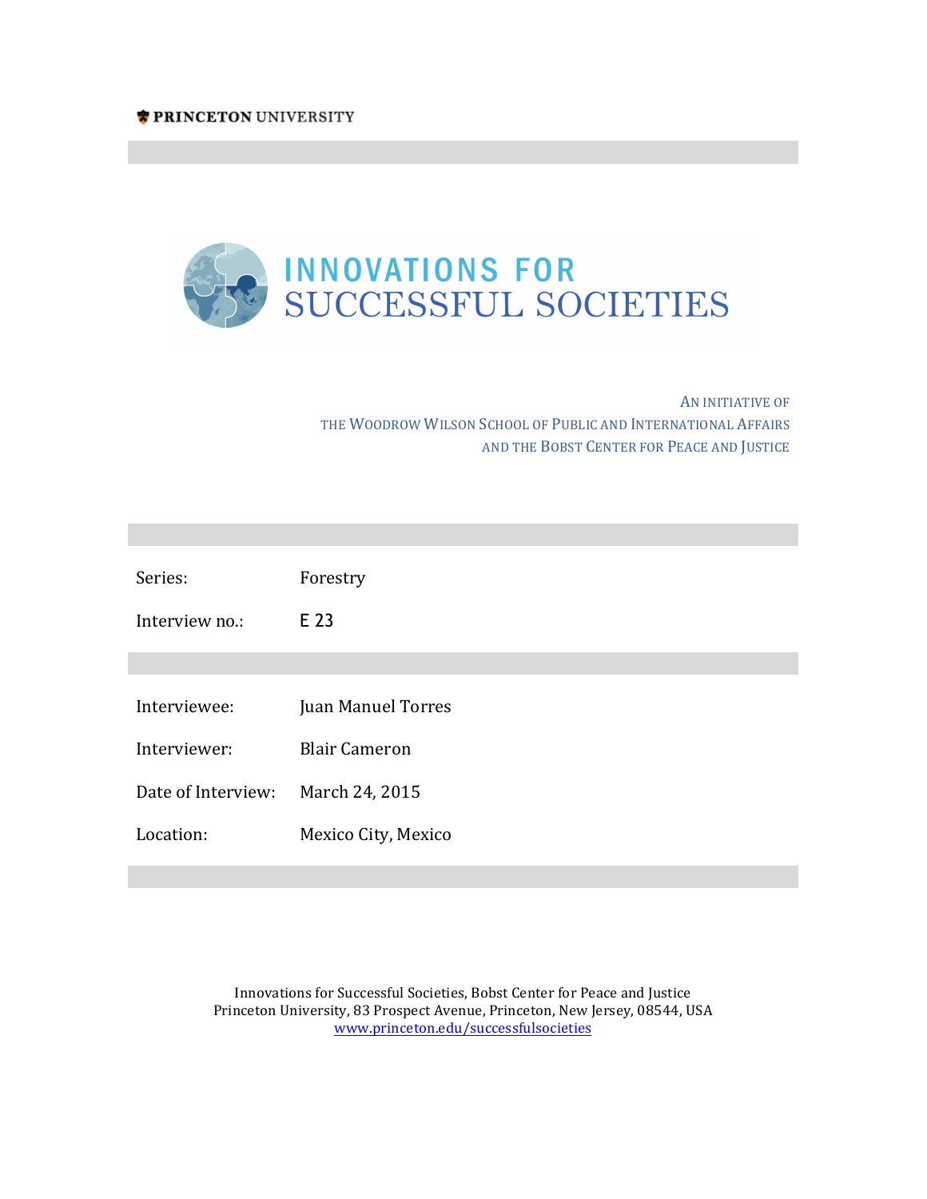PRINCETON UNIVERSITY

# INNOVATIONS FOR SUCCESSFUL SOCIETIES

AN INITIATIVE OF
THE WOODROW WILSON SCHOOL OF PUBLIC AND INTERNATIONAL AFFAIRS
AND THE BOBST CENTER FOR PEACE AND JUSTICE

| | |
|---|---|
| Series: | Forestry |
| Interview no.: | E 23 |

| | |
|---|---|
| Interviewee: | Juan Manuel Torres |
| Interviewer: | Blair Cameron |
| Date of Interview: | March 24, 2015 |
| Location: | Mexico City, Mexico |

Innovations for Successful Societies, Bobst Center for Peace and Justice
Princeton University, 83 Prospect Avenue, Princeton, New Jersey, 08544, USA
www.princeton.edu/successfulsocieties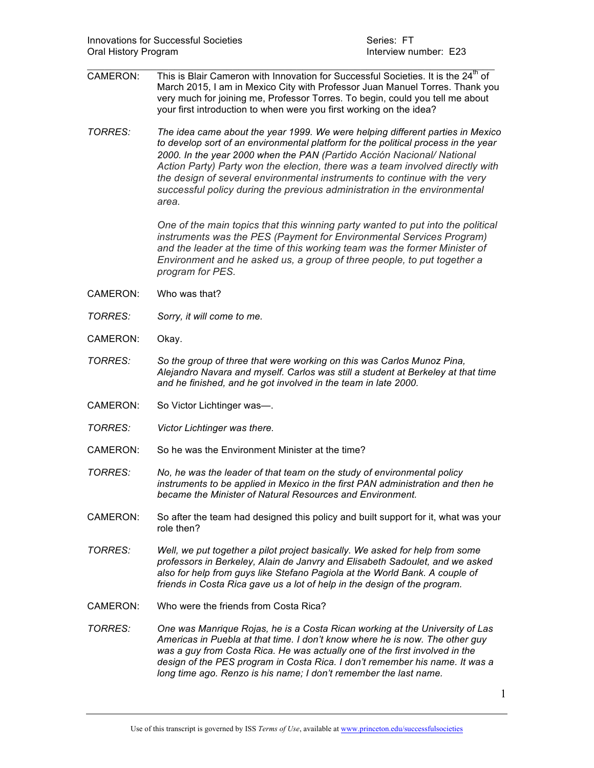CAMERON: This is Blair Cameron with Innovation for Successful Societies. It is the 24th of March 2015, I am in Mexico City with Professor Juan Manuel Torres. Thank you very much for joining me, Professor Torres. To begin, could you tell me about your first introduction to when were you first working on the idea?

*TORRES: The idea came about the year 1999. We were helping different parties in Mexico to develop sort of an environmental platform for the political process in the year 2000. In the year 2000 when the PAN (Partido Acción Nacional/ National Action Party) Party won the election, there was a team involved directly with the design of several environmental instruments to continue with the very successful policy during the previous administration in the environmental area.*

*One of the main topics that this winning party wanted to put into the political instruments was the PES (Payment for Environmental Services Program) and the leader at the time of this working team was the former Minister of Environment and he asked us, a group of three people, to put together a program for PES.*

CAMERON: Who was that?

*TORRES: Sorry, it will come to me.*

CAMERON: Okay.

*TORRES: So the group of three that were working on this was Carlos Munoz Pina, Alejandro Navara and myself. Carlos was still a student at Berkeley at that time and he finished, and he got involved in the team in late 2000.*

CAMERON: So Victor Lichtinger was—.

*TORRES: Victor Lichtinger was there.*

CAMERON: So he was the Environment Minister at the time?

*TORRES: No, he was the leader of that team on the study of environmental policy instruments to be applied in Mexico in the first PAN administration and then he became the Minister of Natural Resources and Environment.*

CAMERON: So after the team had designed this policy and built support for it, what was your role then?

*TORRES: Well, we put together a pilot project basically. We asked for help from some professors in Berkeley, Alain de Janvry and Elisabeth Sadoulet, and we asked also for help from guys like Stefano Pagiola at the World Bank. A couple of friends in Costa Rica gave us a lot of help in the design of the program.*

CAMERON: Who were the friends from Costa Rica?

*TORRES: One was Manrique Rojas, he is a Costa Rican working at the University of Las Americas in Puebla at that time. I don't know where he is now. The other guy was a guy from Costa Rica. He was actually one of the first involved in the design of the PES program in Costa Rica. I don't remember his name. It was a long time ago. Renzo is his name; I don't remember the last name.*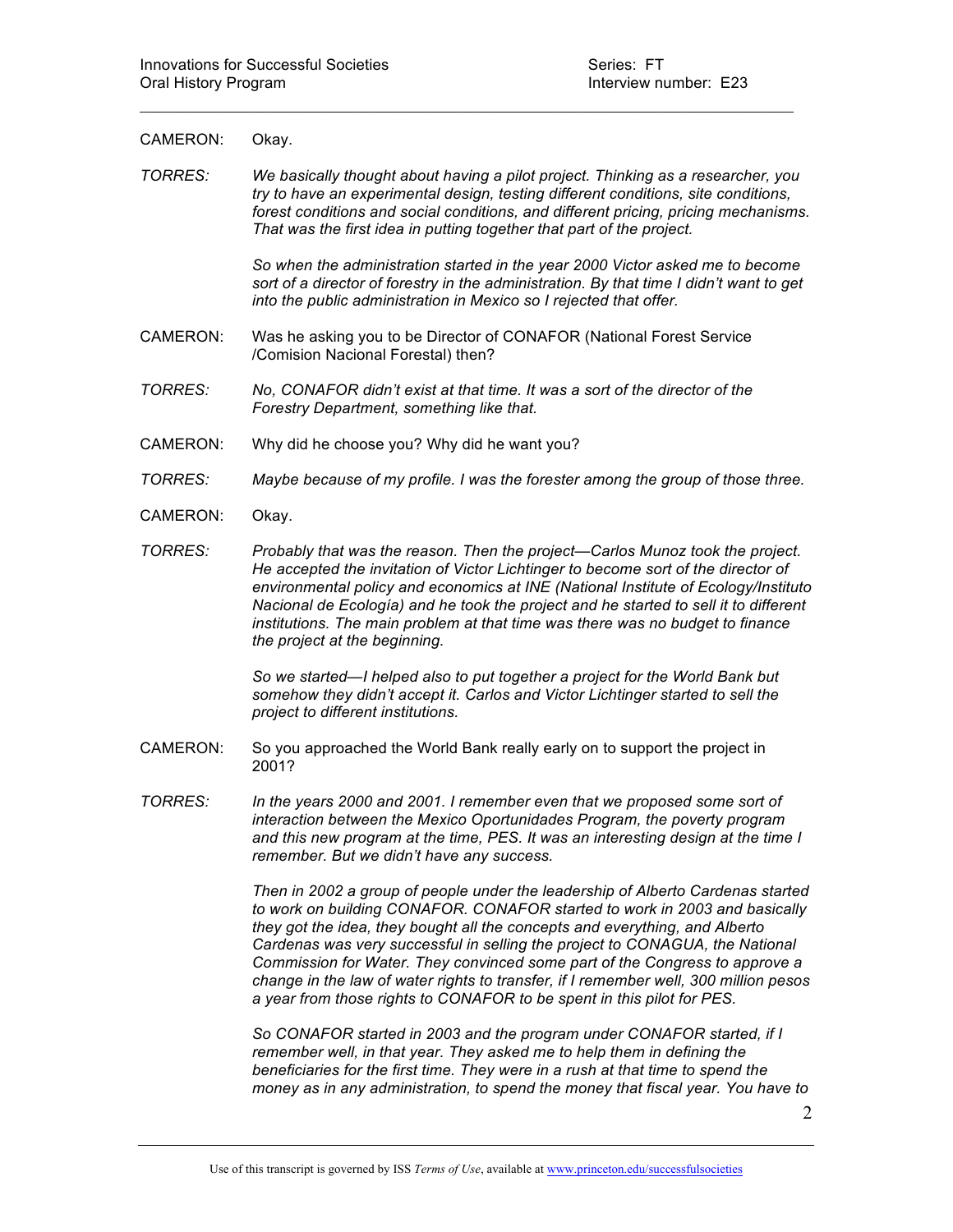CAMERON: Okay.

*TORRES: We basically thought about having a pilot project. Thinking as a researcher, you try to have an experimental design, testing different conditions, site conditions, forest conditions and social conditions, and different pricing, pricing mechanisms. That was the first idea in putting together that part of the project.*

*So when the administration started in the year 2000 Victor asked me to become sort of a director of forestry in the administration. By that time I didn't want to get into the public administration in Mexico so I rejected that offer.*

CAMERON: Was he asking you to be Director of CONAFOR (National Forest Service /Comision Nacional Forestal) then?

*TORRES: No, CONAFOR didn't exist at that time. It was a sort of the director of the Forestry Department, something like that.*

CAMERON: Why did he choose you? Why did he want you?

*TORRES: Maybe because of my profile. I was the forester among the group of those three.*

CAMERON: Okay.

*TORRES: Probably that was the reason. Then the project—Carlos Munoz took the project. He accepted the invitation of Victor Lichtinger to become sort of the director of environmental policy and economics at INE (National Institute of Ecology/Instituto Nacional de Ecología) and he took the project and he started to sell it to different institutions. The main problem at that time was there was no budget to finance the project at the beginning.*

*So we started—I helped also to put together a project for the World Bank but somehow they didn't accept it. Carlos and Victor Lichtinger started to sell the project to different institutions.*

CAMERON: So you approached the World Bank really early on to support the project in 2001?

*TORRES: In the years 2000 and 2001. I remember even that we proposed some sort of interaction between the Mexico Oportunidades Program, the poverty program and this new program at the time, PES. It was an interesting design at the time I remember. But we didn't have any success.*

*Then in 2002 a group of people under the leadership of Alberto Cardenas started to work on building CONAFOR. CONAFOR started to work in 2003 and basically they got the idea, they bought all the concepts and everything, and Alberto Cardenas was very successful in selling the project to CONAGUA, the National Commission for Water. They convinced some part of the Congress to approve a change in the law of water rights to transfer, if I remember well, 300 million pesos a year from those rights to CONAFOR to be spent in this pilot for PES.*

*So CONAFOR started in 2003 and the program under CONAFOR started, if I remember well, in that year. They asked me to help them in defining the beneficiaries for the first time. They were in a rush at that time to spend the money as in any administration, to spend the money that fiscal year. You have to*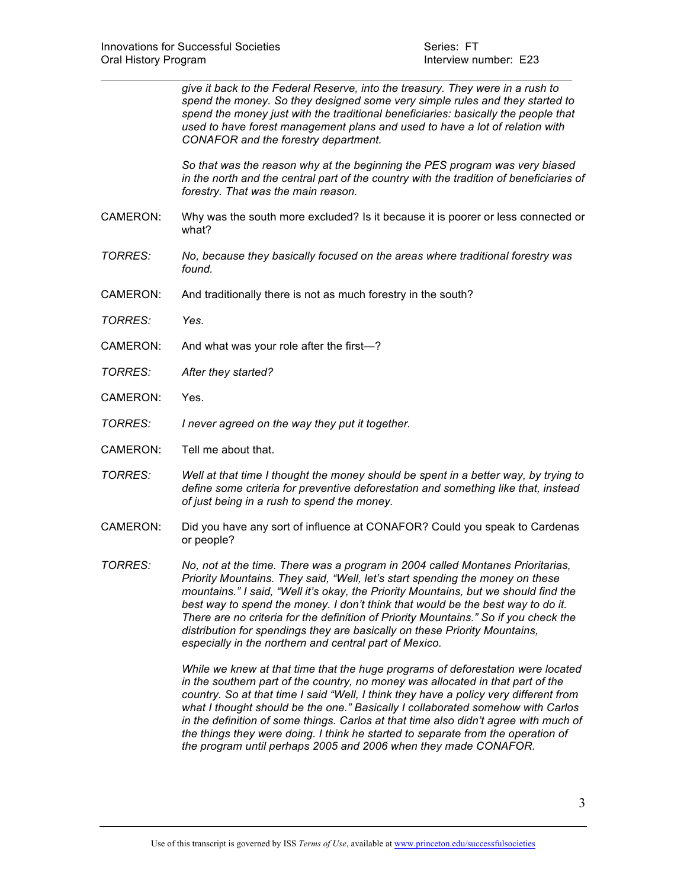*give it back to the Federal Reserve, into the treasury. They were in a rush to spend the money. So they designed some very simple rules and they started to spend the money just with the traditional beneficiaries: basically the people that used to have forest management plans and used to have a lot of relation with CONAFOR and the forestry department.*

*So that was the reason why at the beginning the PES program was very biased in the north and the central part of the country with the tradition of beneficiaries of forestry. That was the main reason.*

CAMERON: Why was the south more excluded? Is it because it is poorer or less connected or what?

*TORRES:* *No, because they basically focused on the areas where traditional forestry was found.*

CAMERON: And traditionally there is not as much forestry in the south?

*TORRES:* *Yes.*

CAMERON: And what was your role after the first—?

*TORRES:* *After they started?*

CAMERON: Yes.

*TORRES:* *I never agreed on the way they put it together.*

CAMERON: Tell me about that.

*TORRES:* *Well at that time I thought the money should be spent in a better way, by trying to define some criteria for preventive deforestation and something like that, instead of just being in a rush to spend the money.*

CAMERON: Did you have any sort of influence at CONAFOR? Could you speak to Cardenas or people?

*TORRES:* *No, not at the time. There was a program in 2004 called Montanes Prioritarias, Priority Mountains. They said, "Well, let's start spending the money on these mountains." I said, "Well it's okay, the Priority Mountains, but we should find the best way to spend the money. I don't think that would be the best way to do it. There are no criteria for the definition of Priority Mountains." So if you check the distribution for spendings they are basically on these Priority Mountains, especially in the northern and central part of Mexico.*

*While we knew at that time that the huge programs of deforestation were located in the southern part of the country, no money was allocated in that part of the country. So at that time I said "Well, I think they have a policy very different from what I thought should be the one." Basically I collaborated somehow with Carlos in the definition of some things. Carlos at that time also didn't agree with much of the things they were doing. I think he started to separate from the operation of the program until perhaps 2005 and 2006 when they made CONAFOR.*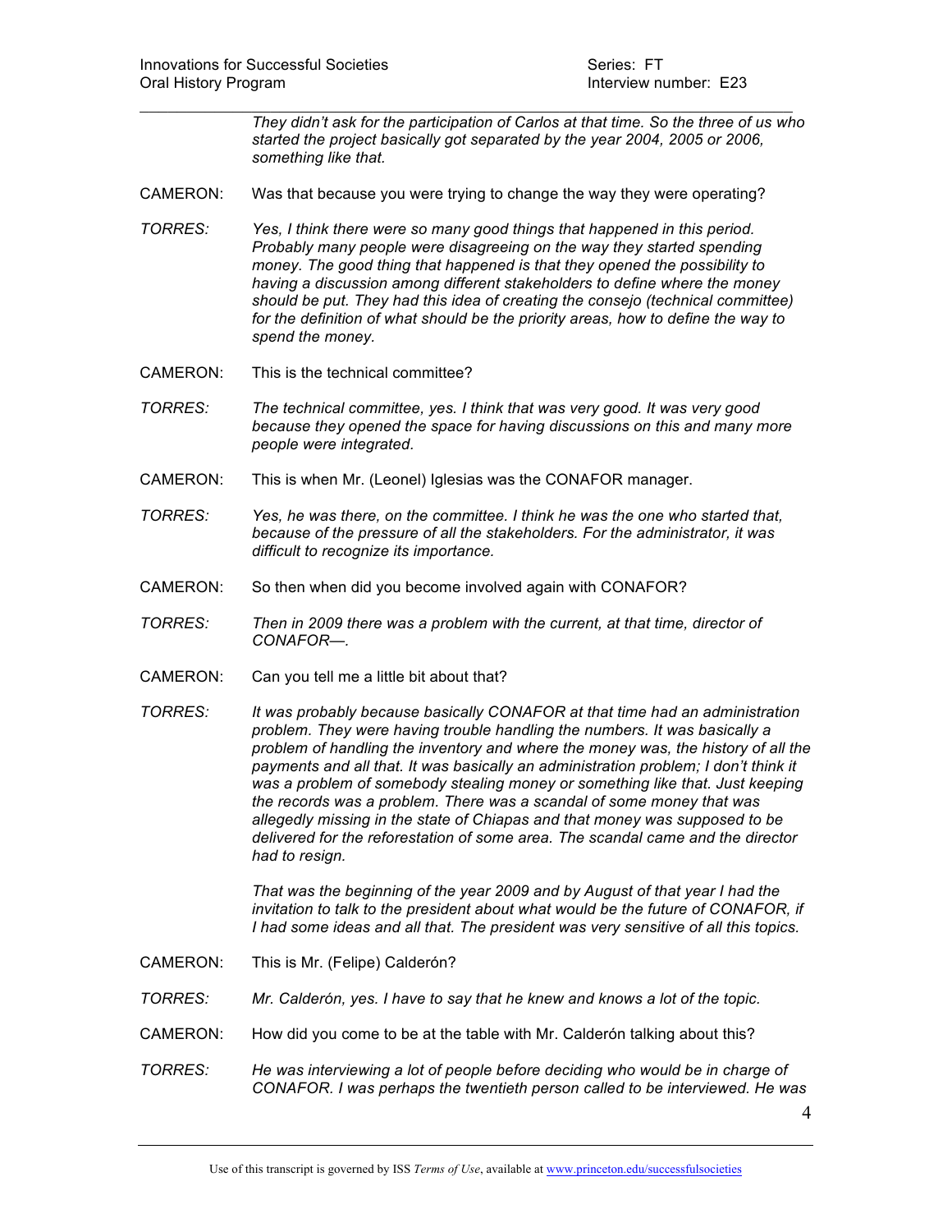*They didn't ask for the participation of Carlos at that time. So the three of us who started the project basically got separated by the year 2004, 2005 or 2006, something like that.*

CAMERON: Was that because you were trying to change the way they were operating?

*TORRES: Yes, I think there were so many good things that happened in this period. Probably many people were disagreeing on the way they started spending money. The good thing that happened is that they opened the possibility to having a discussion among different stakeholders to define where the money should be put. They had this idea of creating the consejo (technical committee) for the definition of what should be the priority areas, how to define the way to spend the money.*

CAMERON: This is the technical committee?

*TORRES: The technical committee, yes. I think that was very good. It was very good because they opened the space for having discussions on this and many more people were integrated.*

CAMERON: This is when Mr. (Leonel) Iglesias was the CONAFOR manager.

*TORRES: Yes, he was there, on the committee. I think he was the one who started that, because of the pressure of all the stakeholders. For the administrator, it was difficult to recognize its importance.*

CAMERON: So then when did you become involved again with CONAFOR?

*TORRES: Then in 2009 there was a problem with the current, at that time, director of CONAFOR—.*

CAMERON: Can you tell me a little bit about that?

*TORRES: It was probably because basically CONAFOR at that time had an administration problem. They were having trouble handling the numbers. It was basically a problem of handling the inventory and where the money was, the history of all the payments and all that. It was basically an administration problem; I don't think it was a problem of somebody stealing money or something like that. Just keeping the records was a problem. There was a scandal of some money that was allegedly missing in the state of Chiapas and that money was supposed to be delivered for the reforestation of some area. The scandal came and the director had to resign.*

*That was the beginning of the year 2009 and by August of that year I had the invitation to talk to the president about what would be the future of CONAFOR, if I had some ideas and all that. The president was very sensitive of all this topics.*

CAMERON: This is Mr. (Felipe) Calderón?

*TORRES: Mr. Calderón, yes. I have to say that he knew and knows a lot of the topic.*

CAMERON: How did you come to be at the table with Mr. Calderón talking about this?

*TORRES: He was interviewing a lot of people before deciding who would be in charge of CONAFOR. I was perhaps the twentieth person called to be interviewed. He was*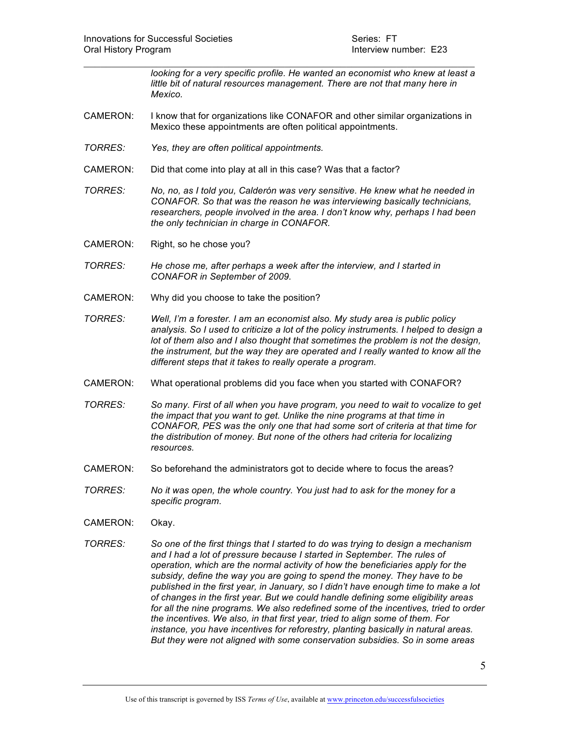*looking for a very specific profile. He wanted an economist who knew at least a little bit of natural resources management. There are not that many here in Mexico.*

CAMERON: I know that for organizations like CONAFOR and other similar organizations in Mexico these appointments are often political appointments.

*TORRES: Yes, they are often political appointments.*

CAMERON: Did that come into play at all in this case? Was that a factor?

*TORRES: No, no, as I told you, Calderón was very sensitive. He knew what he needed in CONAFOR. So that was the reason he was interviewing basically technicians, researchers, people involved in the area. I don't know why, perhaps I had been the only technician in charge in CONAFOR.*

CAMERON: Right, so he chose you?

*TORRES: He chose me, after perhaps a week after the interview, and I started in CONAFOR in September of 2009.*

CAMERON: Why did you choose to take the position?

*TORRES: Well, I'm a forester. I am an economist also. My study area is public policy analysis. So I used to criticize a lot of the policy instruments. I helped to design a lot of them also and I also thought that sometimes the problem is not the design, the instrument, but the way they are operated and I really wanted to know all the different steps that it takes to really operate a program.*

CAMERON: What operational problems did you face when you started with CONAFOR?

*TORRES: So many. First of all when you have program, you need to wait to vocalize to get the impact that you want to get. Unlike the nine programs at that time in CONAFOR, PES was the only one that had some sort of criteria at that time for the distribution of money. But none of the others had criteria for localizing resources.*

CAMERON: So beforehand the administrators got to decide where to focus the areas?

*TORRES: No it was open, the whole country. You just had to ask for the money for a specific program.*

CAMERON: Okay.

*TORRES: So one of the first things that I started to do was trying to design a mechanism and I had a lot of pressure because I started in September. The rules of operation, which are the normal activity of how the beneficiaries apply for the subsidy, define the way you are going to spend the money. They have to be published in the first year, in January, so I didn't have enough time to make a lot of changes in the first year. But we could handle defining some eligibility areas for all the nine programs. We also redefined some of the incentives, tried to order the incentives. We also, in that first year, tried to align some of them. For instance, you have incentives for reforestry, planting basically in natural areas. But they were not aligned with some conservation subsidies. So in some areas*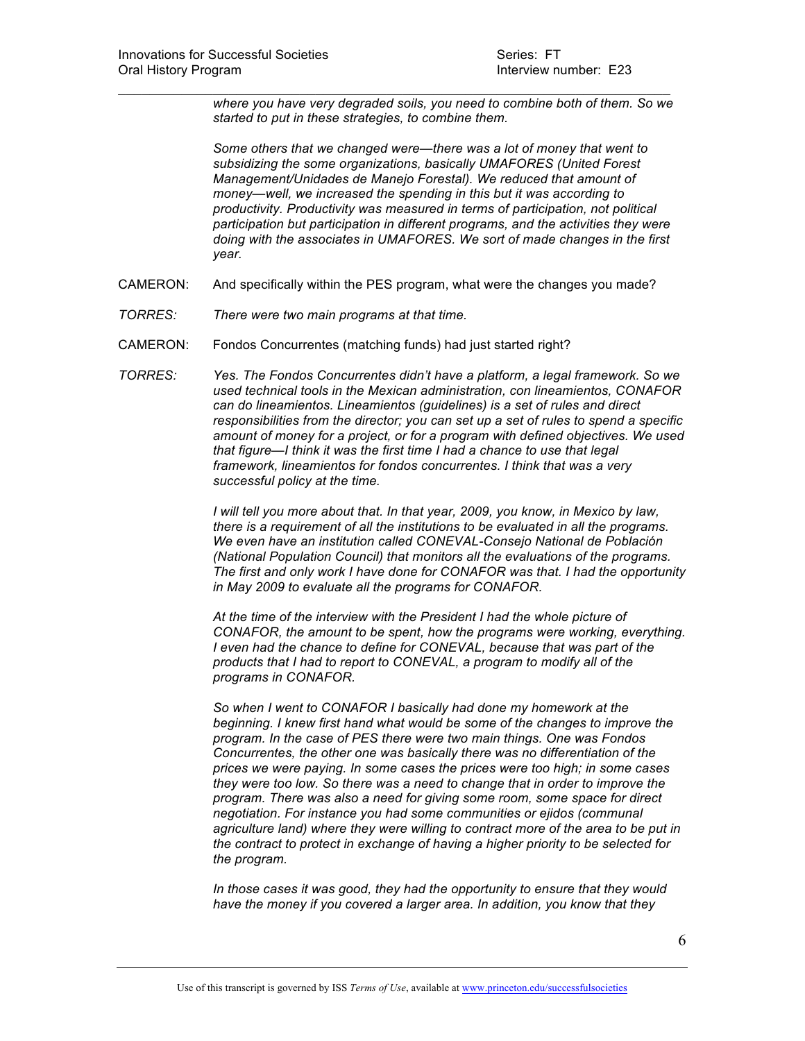*where you have very degraded soils, you need to combine both of them. So we started to put in these strategies, to combine them.*

*Some others that we changed were—there was a lot of money that went to subsidizing the some organizations, basically UMAFORES (United Forest Management/Unidades de Manejo Forestal). We reduced that amount of money—well, we increased the spending in this but it was according to productivity. Productivity was measured in terms of participation, not political participation but participation in different programs, and the activities they were doing with the associates in UMAFORES. We sort of made changes in the first year.*

CAMERON: And specifically within the PES program, what were the changes you made?

*TORRES:* *There were two main programs at that time.*

CAMERON: Fondos Concurrentes (matching funds) had just started right?

*TORRES:* *Yes. The Fondos Concurrentes didn't have a platform, a legal framework. So we used technical tools in the Mexican administration, con lineamientos, CONAFOR can do lineamientos. Lineamientos (guidelines) is a set of rules and direct responsibilities from the director; you can set up a set of rules to spend a specific amount of money for a project, or for a program with defined objectives. We used that figure—I think it was the first time I had a chance to use that legal framework, lineamientos for fondos concurrentes. I think that was a very successful policy at the time.*

*I will tell you more about that. In that year, 2009, you know, in Mexico by law, there is a requirement of all the institutions to be evaluated in all the programs. We even have an institution called CONEVAL-Consejo National de Población (National Population Council) that monitors all the evaluations of the programs. The first and only work I have done for CONAFOR was that. I had the opportunity in May 2009 to evaluate all the programs for CONAFOR.*

*At the time of the interview with the President I had the whole picture of CONAFOR, the amount to be spent, how the programs were working, everything. I even had the chance to define for CONEVAL, because that was part of the products that I had to report to CONEVAL, a program to modify all of the programs in CONAFOR.*

*So when I went to CONAFOR I basically had done my homework at the beginning. I knew first hand what would be some of the changes to improve the program. In the case of PES there were two main things. One was Fondos Concurrentes, the other one was basically there was no differentiation of the prices we were paying. In some cases the prices were too high; in some cases they were too low. So there was a need to change that in order to improve the program. There was also a need for giving some room, some space for direct negotiation. For instance you had some communities or ejidos (communal agriculture land) where they were willing to contract more of the area to be put in the contract to protect in exchange of having a higher priority to be selected for the program.*

*In those cases it was good, they had the opportunity to ensure that they would have the money if you covered a larger area. In addition, you know that they*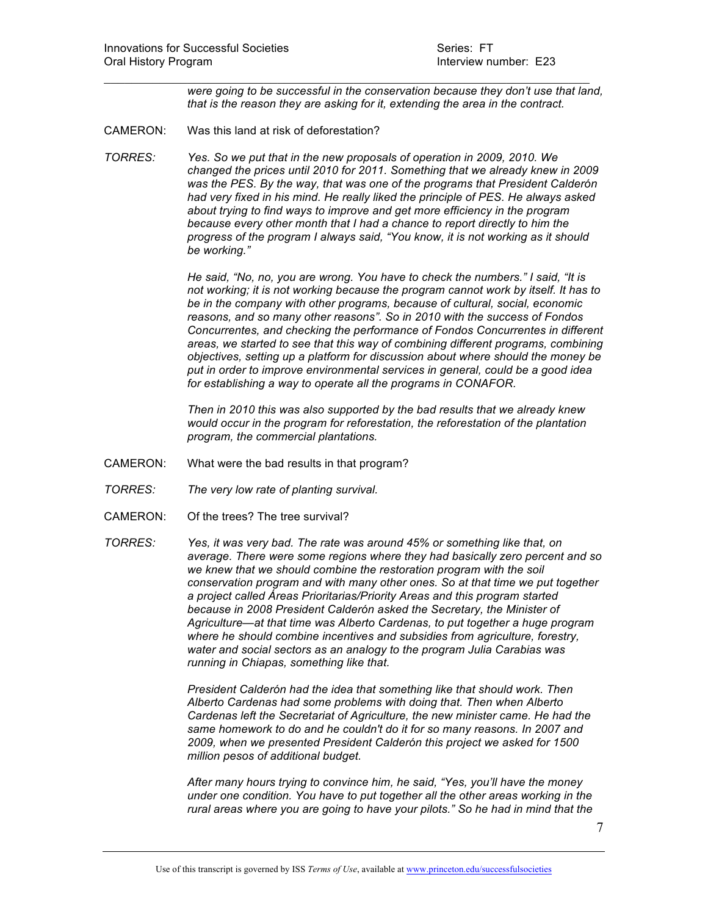*were going to be successful in the conservation because they don't use that land, that is the reason they are asking for it, extending the area in the contract.*

CAMERON: Was this land at risk of deforestation?

*TORRES: Yes. So we put that in the new proposals of operation in 2009, 2010. We changed the prices until 2010 for 2011. Something that we already knew in 2009 was the PES. By the way, that was one of the programs that President Calderón had very fixed in his mind. He really liked the principle of PES. He always asked about trying to find ways to improve and get more efficiency in the program because every other month that I had a chance to report directly to him the progress of the program I always said, "You know, it is not working as it should be working."*

*He said, "No, no, you are wrong. You have to check the numbers." I said, "It is not working; it is not working because the program cannot work by itself. It has to be in the company with other programs, because of cultural, social, economic reasons, and so many other reasons". So in 2010 with the success of Fondos Concurrentes, and checking the performance of Fondos Concurrentes in different areas, we started to see that this way of combining different programs, combining objectives, setting up a platform for discussion about where should the money be put in order to improve environmental services in general, could be a good idea for establishing a way to operate all the programs in CONAFOR.*

*Then in 2010 this was also supported by the bad results that we already knew would occur in the program for reforestation, the reforestation of the plantation program, the commercial plantations.*

CAMERON: What were the bad results in that program?

*TORRES: The very low rate of planting survival.*

CAMERON: Of the trees? The tree survival?

*TORRES: Yes, it was very bad. The rate was around 45% or something like that, on average. There were some regions where they had basically zero percent and so we knew that we should combine the restoration program with the soil conservation program and with many other ones. So at that time we put together a project called Áreas Prioritarias/Priority Areas and this program started because in 2008 President Calderón asked the Secretary, the Minister of Agriculture—at that time was Alberto Cardenas, to put together a huge program where he should combine incentives and subsidies from agriculture, forestry, water and social sectors as an analogy to the program Julia Carabias was running in Chiapas, something like that.*

*President Calderón had the idea that something like that should work. Then Alberto Cardenas had some problems with doing that. Then when Alberto Cardenas left the Secretariat of Agriculture, the new minister came. He had the same homework to do and he couldn't do it for so many reasons. In 2007 and 2009, when we presented President Calderón this project we asked for 1500 million pesos of additional budget.*

*After many hours trying to convince him, he said, "Yes, you'll have the money under one condition. You have to put together all the other areas working in the rural areas where you are going to have your pilots." So he had in mind that the*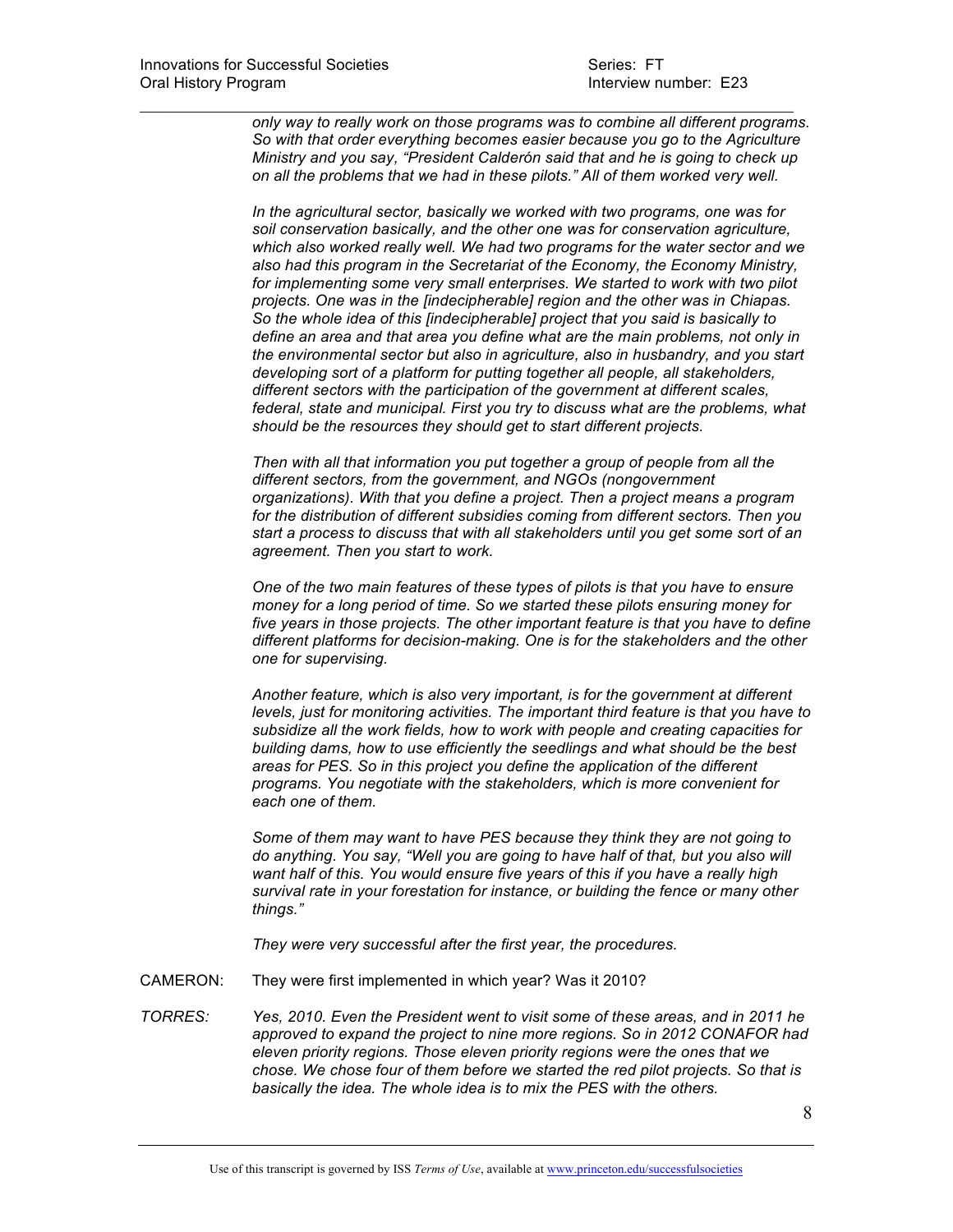*only way to really work on those programs was to combine all different programs. So with that order everything becomes easier because you go to the Agriculture Ministry and you say, "President Calderón said that and he is going to check up on all the problems that we had in these pilots." All of them worked very well.*

*In the agricultural sector, basically we worked with two programs, one was for soil conservation basically, and the other one was for conservation agriculture, which also worked really well. We had two programs for the water sector and we also had this program in the Secretariat of the Economy, the Economy Ministry, for implementing some very small enterprises. We started to work with two pilot projects. One was in the [indecipherable] region and the other was in Chiapas. So the whole idea of this [indecipherable] project that you said is basically to define an area and that area you define what are the main problems, not only in the environmental sector but also in agriculture, also in husbandry, and you start developing sort of a platform for putting together all people, all stakeholders, different sectors with the participation of the government at different scales, federal, state and municipal. First you try to discuss what are the problems, what should be the resources they should get to start different projects.*

*Then with all that information you put together a group of people from all the different sectors, from the government, and NGOs (nongovernment organizations). With that you define a project. Then a project means a program for the distribution of different subsidies coming from different sectors. Then you start a process to discuss that with all stakeholders until you get some sort of an agreement. Then you start to work.*

*One of the two main features of these types of pilots is that you have to ensure money for a long period of time. So we started these pilots ensuring money for five years in those projects. The other important feature is that you have to define different platforms for decision-making. One is for the stakeholders and the other one for supervising.*

*Another feature, which is also very important, is for the government at different levels, just for monitoring activities. The important third feature is that you have to subsidize all the work fields, how to work with people and creating capacities for building dams, how to use efficiently the seedlings and what should be the best areas for PES. So in this project you define the application of the different programs. You negotiate with the stakeholders, which is more convenient for each one of them.*

*Some of them may want to have PES because they think they are not going to do anything. You say, "Well you are going to have half of that, but you also will want half of this. You would ensure five years of this if you have a really high survival rate in your forestation for instance, or building the fence or many other things."*

*They were very successful after the first year, the procedures.*

CAMERON: They were first implemented in which year? Was it 2010?

*TORRES: Yes, 2010. Even the President went to visit some of these areas, and in 2011 he approved to expand the project to nine more regions. So in 2012 CONAFOR had eleven priority regions. Those eleven priority regions were the ones that we chose. We chose four of them before we started the red pilot projects. So that is basically the idea. The whole idea is to mix the PES with the others.*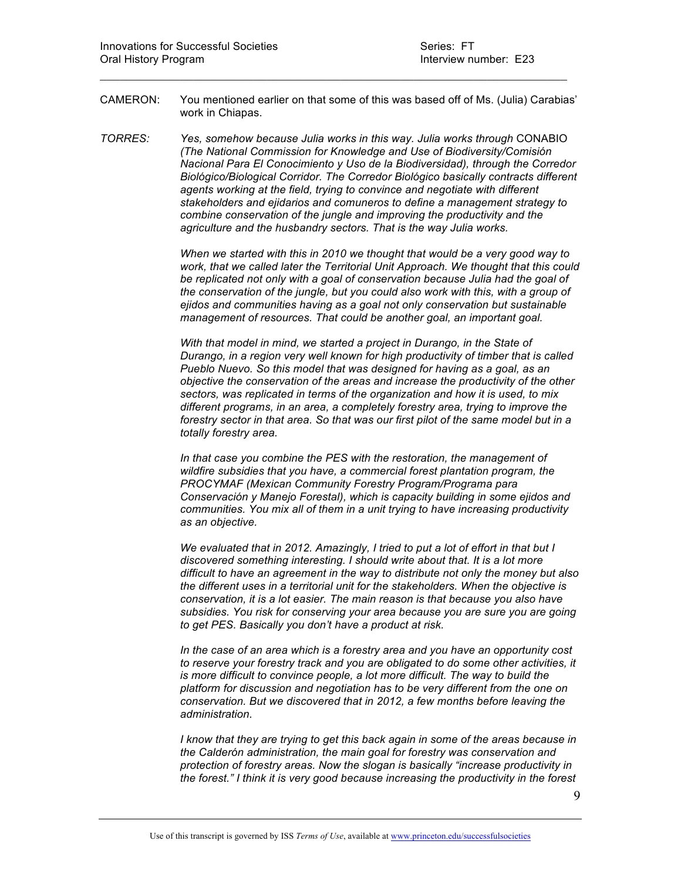CAMERON: You mentioned earlier on that some of this was based off of Ms. (Julia) Carabias' work in Chiapas.

*TORRES: Yes, somehow because Julia works in this way. Julia works through* CONABIO *(The National Commission for Knowledge and Use of Biodiversity/Comisión Nacional Para El Conocimiento y Uso de la Biodiversidad), through the Corredor Biológico/Biological Corridor. The Corredor Biológico basically contracts different agents working at the field, trying to convince and negotiate with different stakeholders and ejidarios and comuneros to define a management strategy to combine conservation of the jungle and improving the productivity and the agriculture and the husbandry sectors. That is the way Julia works.*

*When we started with this in 2010 we thought that would be a very good way to work, that we called later the Territorial Unit Approach. We thought that this could be replicated not only with a goal of conservation because Julia had the goal of the conservation of the jungle, but you could also work with this, with a group of ejidos and communities having as a goal not only conservation but sustainable management of resources. That could be another goal, an important goal.*

*With that model in mind, we started a project in Durango, in the State of Durango, in a region very well known for high productivity of timber that is called Pueblo Nuevo. So this model that was designed for having as a goal, as an objective the conservation of the areas and increase the productivity of the other sectors, was replicated in terms of the organization and how it is used, to mix different programs, in an area, a completely forestry area, trying to improve the forestry sector in that area. So that was our first pilot of the same model but in a totally forestry area.*

*In that case you combine the PES with the restoration, the management of wildfire subsidies that you have, a commercial forest plantation program, the PROCYMAF (Mexican Community Forestry Program/Programa para Conservación y Manejo Forestal), which is capacity building in some ejidos and communities. You mix all of them in a unit trying to have increasing productivity as an objective.*

*We evaluated that in 2012. Amazingly, I tried to put a lot of effort in that but I discovered something interesting. I should write about that. It is a lot more difficult to have an agreement in the way to distribute not only the money but also the different uses in a territorial unit for the stakeholders. When the objective is conservation, it is a lot easier. The main reason is that because you also have subsidies. You risk for conserving your area because you are sure you are going to get PES. Basically you don't have a product at risk.*

*In the case of an area which is a forestry area and you have an opportunity cost to reserve your forestry track and you are obligated to do some other activities, it is more difficult to convince people, a lot more difficult. The way to build the platform for discussion and negotiation has to be very different from the one on conservation. But we discovered that in 2012, a few months before leaving the administration.*

*I know that they are trying to get this back again in some of the areas because in the Calderón administration, the main goal for forestry was conservation and protection of forestry areas. Now the slogan is basically "increase productivity in the forest." I think it is very good because increasing the productivity in the forest*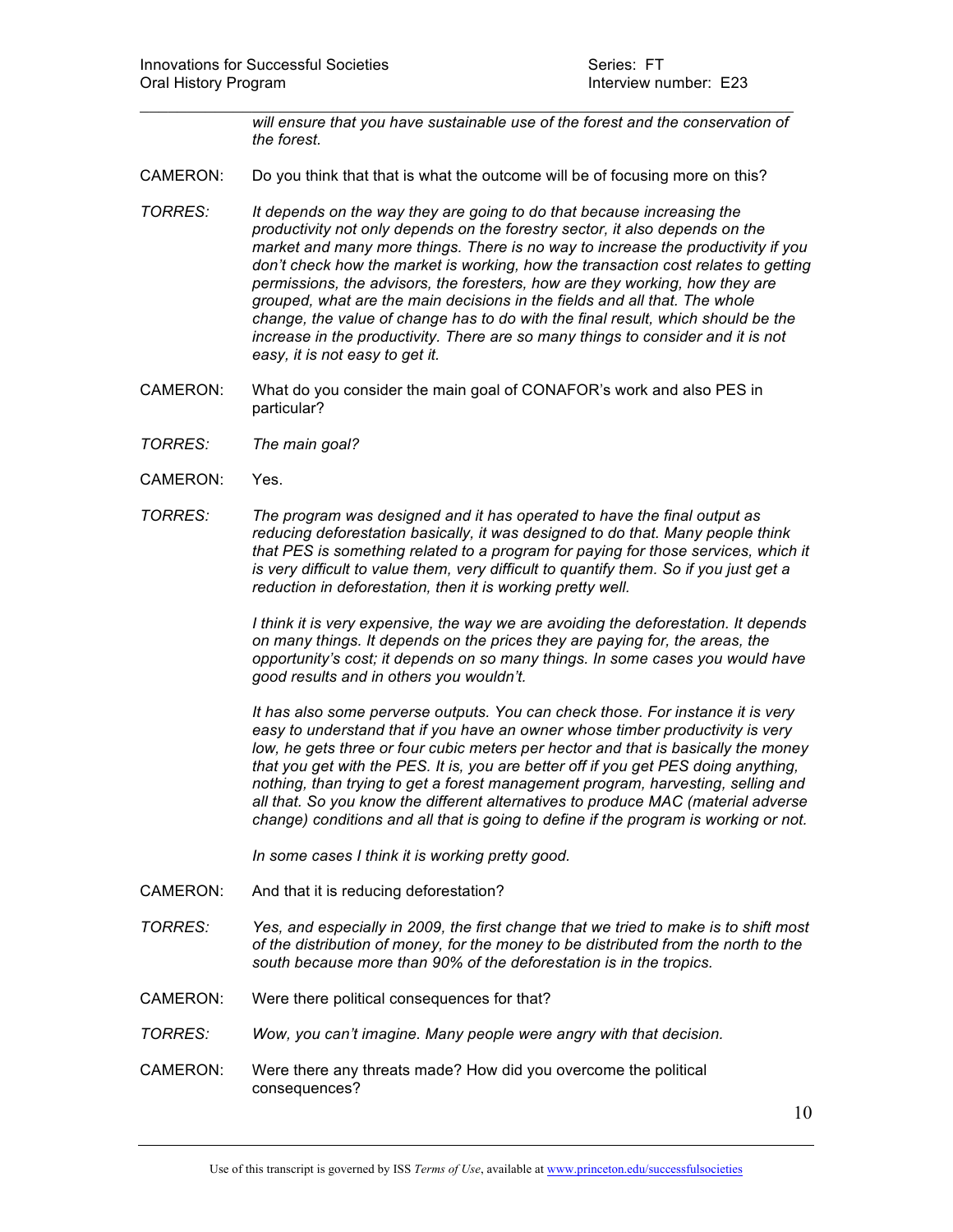*will ensure that you have sustainable use of the forest and the conservation of the forest.*

CAMERON: Do you think that that is what the outcome will be of focusing more on this?

*TORRES: It depends on the way they are going to do that because increasing the productivity not only depends on the forestry sector, it also depends on the market and many more things. There is no way to increase the productivity if you don't check how the market is working, how the transaction cost relates to getting permissions, the advisors, the foresters, how are they working, how they are grouped, what are the main decisions in the fields and all that. The whole change, the value of change has to do with the final result, which should be the increase in the productivity. There are so many things to consider and it is not easy, it is not easy to get it.*

CAMERON: What do you consider the main goal of CONAFOR's work and also PES in particular?

*TORRES: The main goal?*

CAMERON: Yes.

*TORRES: The program was designed and it has operated to have the final output as reducing deforestation basically, it was designed to do that. Many people think that PES is something related to a program for paying for those services, which it is very difficult to value them, very difficult to quantify them. So if you just get a reduction in deforestation, then it is working pretty well.*

*I think it is very expensive, the way we are avoiding the deforestation. It depends on many things. It depends on the prices they are paying for, the areas, the opportunity's cost; it depends on so many things. In some cases you would have good results and in others you wouldn't.*

*It has also some perverse outputs. You can check those. For instance it is very easy to understand that if you have an owner whose timber productivity is very low, he gets three or four cubic meters per hector and that is basically the money that you get with the PES. It is, you are better off if you get PES doing anything, nothing, than trying to get a forest management program, harvesting, selling and all that. So you know the different alternatives to produce MAC (material adverse change) conditions and all that is going to define if the program is working or not.*

*In some cases I think it is working pretty good.*

CAMERON: And that it is reducing deforestation?

*TORRES: Yes, and especially in 2009, the first change that we tried to make is to shift most of the distribution of money, for the money to be distributed from the north to the south because more than 90% of the deforestation is in the tropics.*

CAMERON: Were there political consequences for that?

*TORRES: Wow, you can't imagine. Many people were angry with that decision.*

CAMERON: Were there any threats made? How did you overcome the political consequences?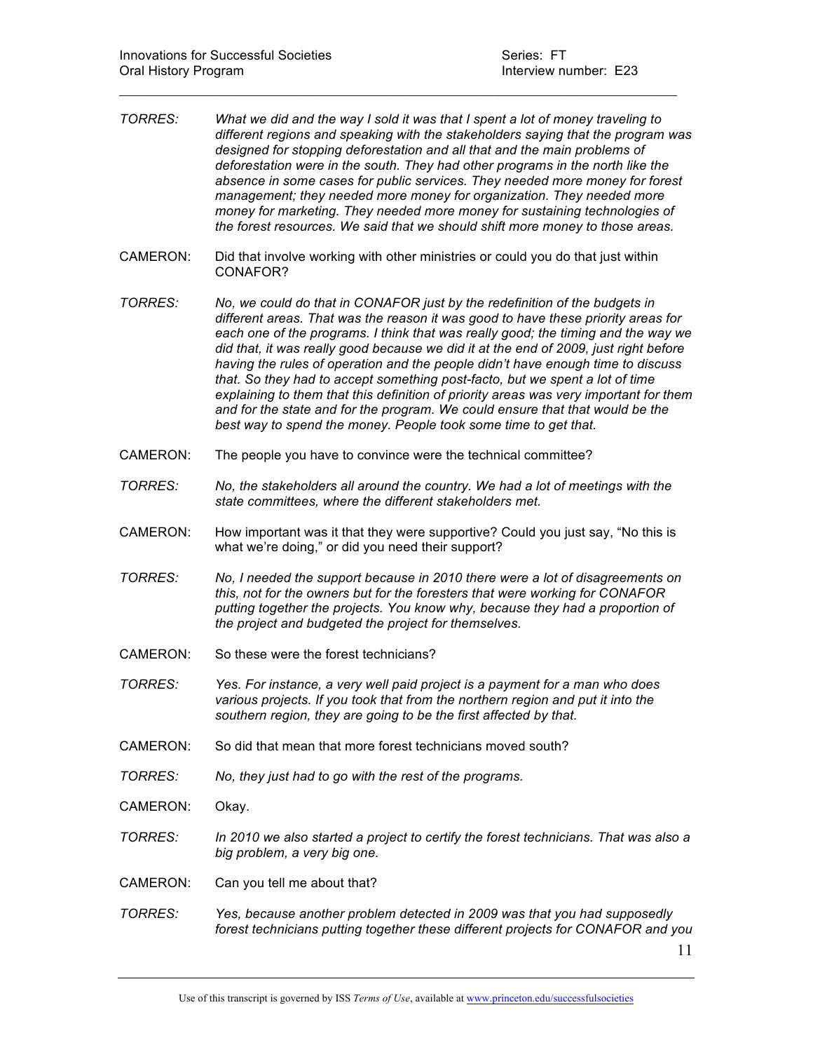TORRES: *What we did and the way I sold it was that I spent a lot of money traveling to different regions and speaking with the stakeholders saying that the program was designed for stopping deforestation and all that and the main problems of deforestation were in the south. They had other programs in the north like the absence in some cases for public services. They needed more money for forest management; they needed more money for organization. They needed more money for marketing. They needed more money for sustaining technologies of the forest resources. We said that we should shift more money to those areas.*

CAMERON: Did that involve working with other ministries or could you do that just within CONAFOR?

TORRES: *No, we could do that in CONAFOR just by the redefinition of the budgets in different areas. That was the reason it was good to have these priority areas for each one of the programs. I think that was really good; the timing and the way we did that, it was really good because we did it at the end of 2009, just right before having the rules of operation and the people didn't have enough time to discuss that. So they had to accept something post-facto, but we spent a lot of time explaining to them that this definition of priority areas was very important for them and for the state and for the program. We could ensure that that would be the best way to spend the money. People took some time to get that.*

CAMERON: The people you have to convince were the technical committee?

TORRES: *No, the stakeholders all around the country. We had a lot of meetings with the state committees, where the different stakeholders met.*

CAMERON: How important was it that they were supportive? Could you just say, "No this is what we're doing," or did you need their support?

TORRES: *No, I needed the support because in 2010 there were a lot of disagreements on this, not for the owners but for the foresters that were working for CONAFOR putting together the projects. You know why, because they had a proportion of the project and budgeted the project for themselves.*

CAMERON: So these were the forest technicians?

TORRES: *Yes. For instance, a very well paid project is a payment for a man who does various projects. If you took that from the northern region and put it into the southern region, they are going to be the first affected by that.*

CAMERON: So did that mean that more forest technicians moved south?

TORRES: *No, they just had to go with the rest of the programs.*

CAMERON: Okay.

TORRES: *In 2010 we also started a project to certify the forest technicians. That was also a big problem, a very big one.*

CAMERON: Can you tell me about that?

TORRES: *Yes, because another problem detected in 2009 was that you had supposedly forest technicians putting together these different projects for CONAFOR and you*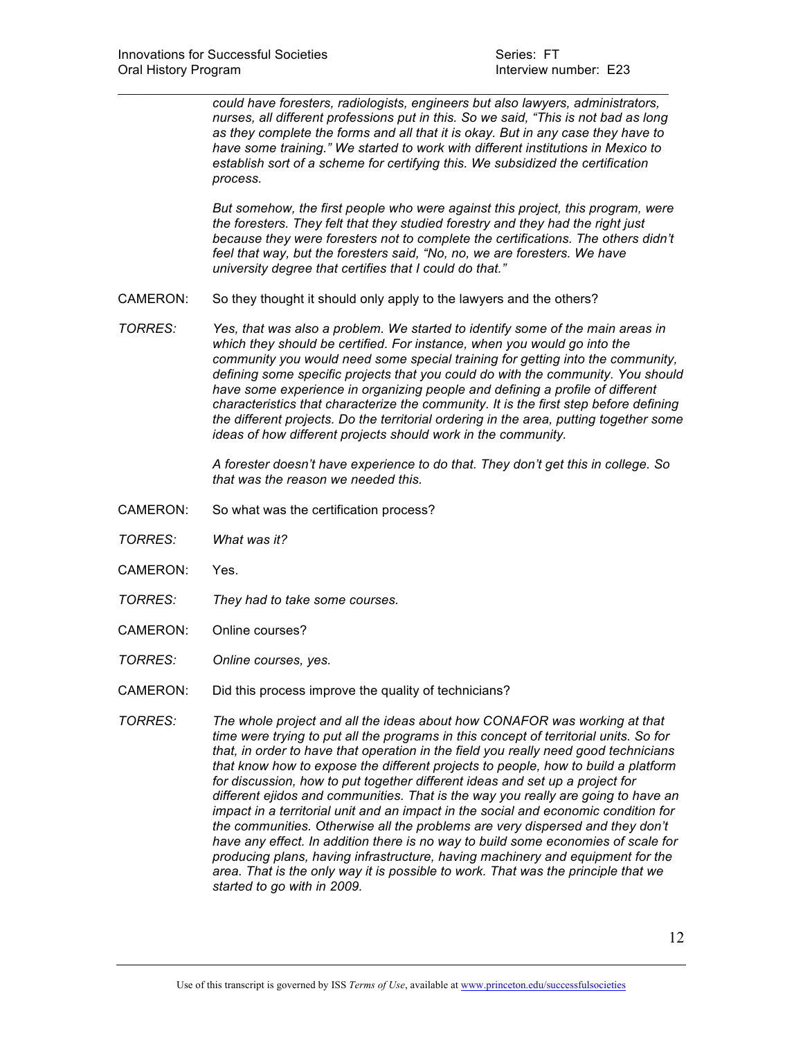*could have foresters, radiologists, engineers but also lawyers, administrators, nurses, all different professions put in this. So we said, "This is not bad as long as they complete the forms and all that it is okay. But in any case they have to have some training." We started to work with different institutions in Mexico to establish sort of a scheme for certifying this. We subsidized the certification process.*

*But somehow, the first people who were against this project, this program, were the foresters. They felt that they studied forestry and they had the right just because they were foresters not to complete the certifications. The others didn't feel that way, but the foresters said, "No, no, we are foresters. We have university degree that certifies that I could do that."*

CAMERON: So they thought it should only apply to the lawyers and the others?

*TORRES:* *Yes, that was also a problem. We started to identify some of the main areas in which they should be certified. For instance, when you would go into the community you would need some special training for getting into the community, defining some specific projects that you could do with the community. You should have some experience in organizing people and defining a profile of different characteristics that characterize the community. It is the first step before defining the different projects. Do the territorial ordering in the area, putting together some ideas of how different projects should work in the community.*

*A forester doesn't have experience to do that. They don't get this in college. So that was the reason we needed this.*

CAMERON: So what was the certification process?

*TORRES:* *What was it?*

CAMERON: Yes.

*TORRES:* *They had to take some courses.*

CAMERON: Online courses?

*TORRES:* *Online courses, yes.*

CAMERON: Did this process improve the quality of technicians?

*TORRES:* *The whole project and all the ideas about how CONAFOR was working at that time were trying to put all the programs in this concept of territorial units. So for that, in order to have that operation in the field you really need good technicians that know how to expose the different projects to people, how to build a platform for discussion, how to put together different ideas and set up a project for different ejidos and communities. That is the way you really are going to have an impact in a territorial unit and an impact in the social and economic condition for the communities. Otherwise all the problems are very dispersed and they don't have any effect. In addition there is no way to build some economies of scale for producing plans, having infrastructure, having machinery and equipment for the area. That is the only way it is possible to work. That was the principle that we started to go with in 2009.*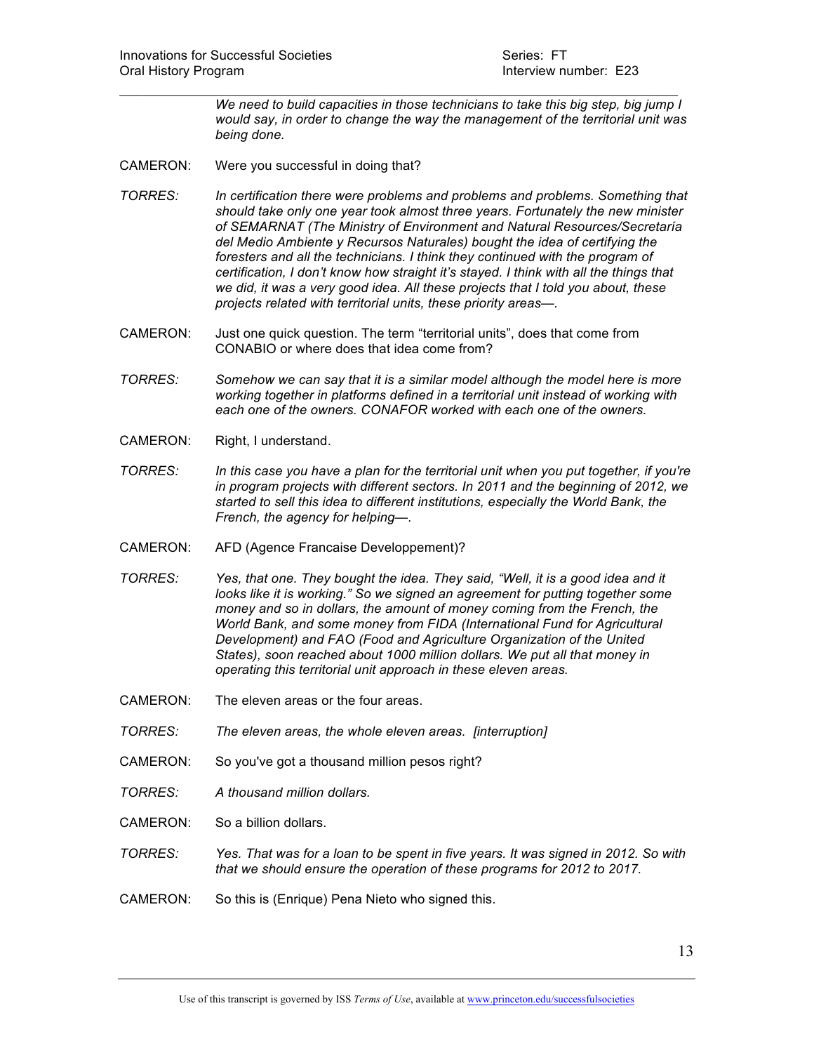*We need to build capacities in those technicians to take this big step, big jump I would say, in order to change the way the management of the territorial unit was being done.*

CAMERON: Were you successful in doing that?

*TORRES: In certification there were problems and problems and problems. Something that should take only one year took almost three years. Fortunately the new minister of SEMARNAT (The Ministry of Environment and Natural Resources/Secretaría del Medio Ambiente y Recursos Naturales) bought the idea of certifying the foresters and all the technicians. I think they continued with the program of certification, I don't know how straight it's stayed. I think with all the things that we did, it was a very good idea. All these projects that I told you about, these projects related with territorial units, these priority areas—.*

CAMERON: Just one quick question. The term "territorial units", does that come from CONABIO or where does that idea come from?

*TORRES: Somehow we can say that it is a similar model although the model here is more working together in platforms defined in a territorial unit instead of working with each one of the owners. CONAFOR worked with each one of the owners.*

CAMERON: Right, I understand.

*TORRES: In this case you have a plan for the territorial unit when you put together, if you're in program projects with different sectors. In 2011 and the beginning of 2012, we started to sell this idea to different institutions, especially the World Bank, the French, the agency for helping—.*

CAMERON: AFD (Agence Francaise Developpement)?

*TORRES: Yes, that one. They bought the idea. They said, "Well, it is a good idea and it looks like it is working." So we signed an agreement for putting together some money and so in dollars, the amount of money coming from the French, the World Bank, and some money from FIDA (International Fund for Agricultural Development) and FAO (Food and Agriculture Organization of the United States), soon reached about 1000 million dollars. We put all that money in operating this territorial unit approach in these eleven areas.*

CAMERON: The eleven areas or the four areas.

*TORRES: The eleven areas, the whole eleven areas. [interruption]*

CAMERON: So you've got a thousand million pesos right?

*TORRES: A thousand million dollars.*

CAMERON: So a billion dollars.

*TORRES: Yes. That was for a loan to be spent in five years. It was signed in 2012. So with that we should ensure the operation of these programs for 2012 to 2017.*

CAMERON: So this is (Enrique) Pena Nieto who signed this.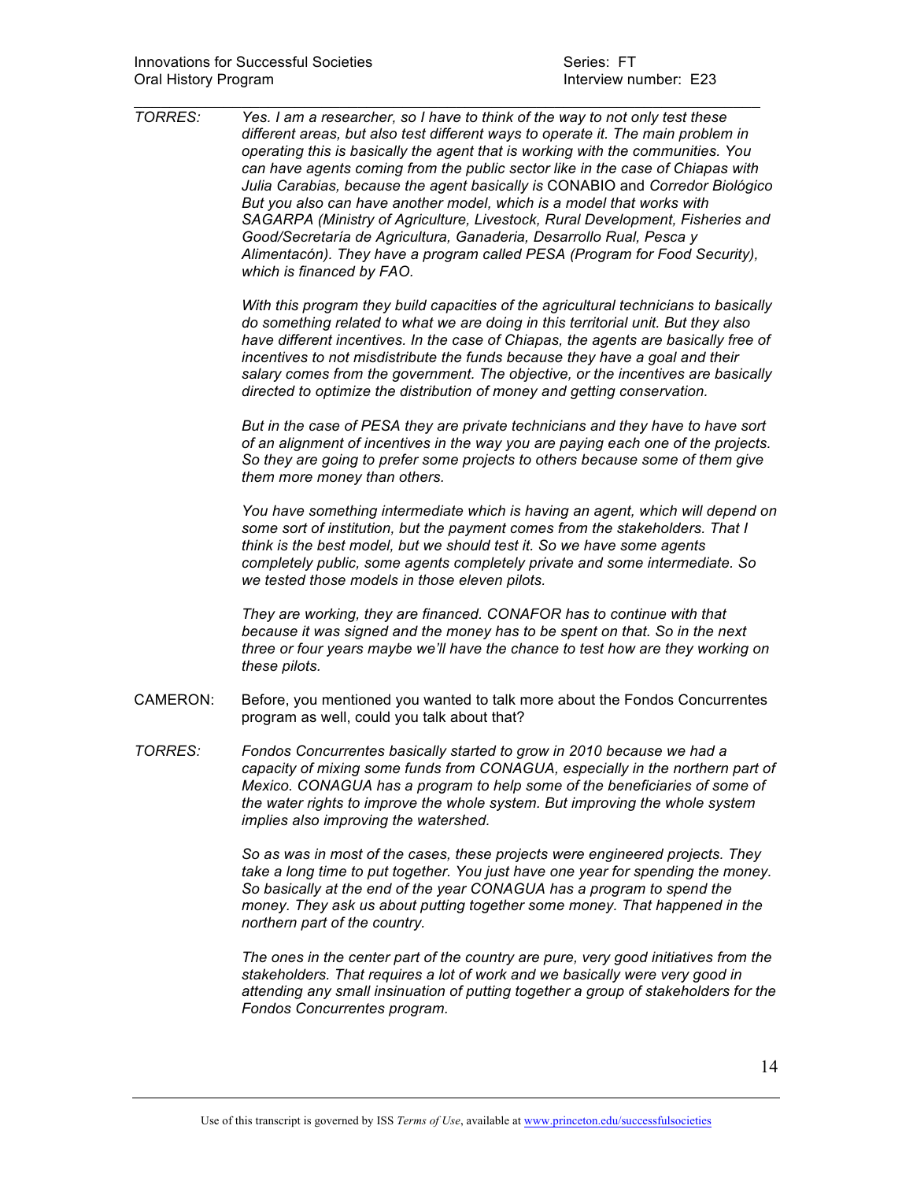TORRES: *Yes. I am a researcher, so I have to think of the way to not only test these different areas, but also test different ways to operate it. The main problem in operating this is basically the agent that is working with the communities. You can have agents coming from the public sector like in the case of Chiapas with Julia Carabias, because the agent basically is* CONABIO and *Corredor Biológico But you also can have another model, which is a model that works with SAGARPA (Ministry of Agriculture, Livestock, Rural Development, Fisheries and Good/Secretaría de Agricultura, Ganaderia, Desarrollo Rual, Pesca y Alimentacón). They have a program called PESA (Program for Food Security), which is financed by FAO.*

*With this program they build capacities of the agricultural technicians to basically do something related to what we are doing in this territorial unit. But they also have different incentives. In the case of Chiapas, the agents are basically free of incentives to not misdistribute the funds because they have a goal and their salary comes from the government. The objective, or the incentives are basically directed to optimize the distribution of money and getting conservation.*

*But in the case of PESA they are private technicians and they have to have sort of an alignment of incentives in the way you are paying each one of the projects. So they are going to prefer some projects to others because some of them give them more money than others.*

*You have something intermediate which is having an agent, which will depend on some sort of institution, but the payment comes from the stakeholders. That I think is the best model, but we should test it. So we have some agents completely public, some agents completely private and some intermediate. So we tested those models in those eleven pilots.*

*They are working, they are financed. CONAFOR has to continue with that because it was signed and the money has to be spent on that. So in the next three or four years maybe we'll have the chance to test how are they working on these pilots.*

CAMERON: Before, you mentioned you wanted to talk more about the Fondos Concurrentes program as well, could you talk about that?

TORRES: *Fondos Concurrentes basically started to grow in 2010 because we had a capacity of mixing some funds from CONAGUA, especially in the northern part of Mexico. CONAGUA has a program to help some of the beneficiaries of some of the water rights to improve the whole system. But improving the whole system implies also improving the watershed.*

*So as was in most of the cases, these projects were engineered projects. They take a long time to put together. You just have one year for spending the money. So basically at the end of the year CONAGUA has a program to spend the money. They ask us about putting together some money. That happened in the northern part of the country.*

*The ones in the center part of the country are pure, very good initiatives from the stakeholders. That requires a lot of work and we basically were very good in attending any small insinuation of putting together a group of stakeholders for the Fondos Concurrentes program.*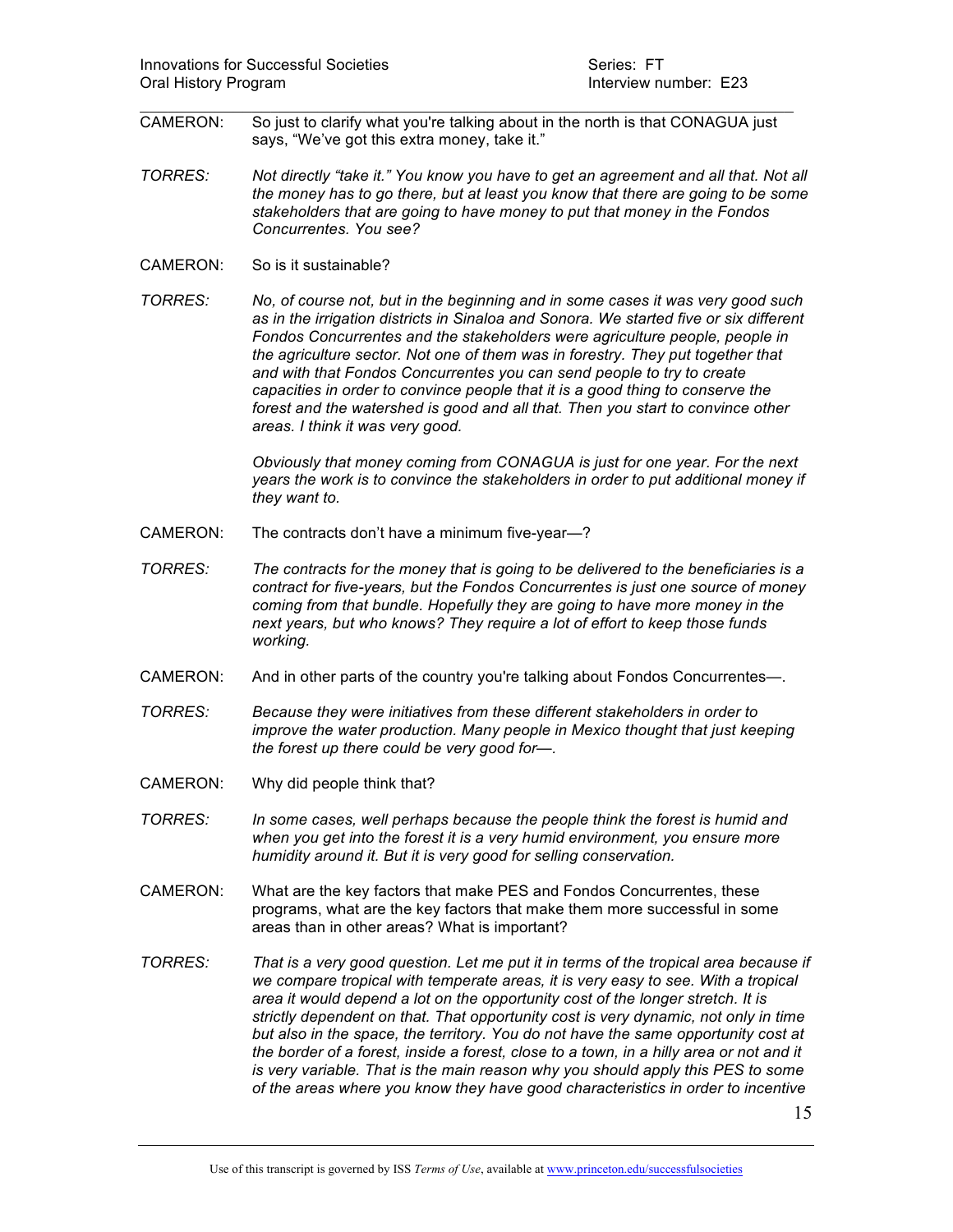CAMERON: So just to clarify what you're talking about in the north is that CONAGUA just says, "We've got this extra money, take it."

*TORRES: Not directly "take it." You know you have to get an agreement and all that. Not all the money has to go there, but at least you know that there are going to be some stakeholders that are going to have money to put that money in the Fondos Concurrentes. You see?*

CAMERON: So is it sustainable?

*TORRES: No, of course not, but in the beginning and in some cases it was very good such as in the irrigation districts in Sinaloa and Sonora. We started five or six different Fondos Concurrentes and the stakeholders were agriculture people, people in the agriculture sector. Not one of them was in forestry. They put together that and with that Fondos Concurrentes you can send people to try to create capacities in order to convince people that it is a good thing to conserve the forest and the watershed is good and all that. Then you start to convince other areas. I think it was very good.*

*Obviously that money coming from CONAGUA is just for one year. For the next years the work is to convince the stakeholders in order to put additional money if they want to.*

CAMERON: The contracts don't have a minimum five-year—?

*TORRES: The contracts for the money that is going to be delivered to the beneficiaries is a contract for five-years, but the Fondos Concurrentes is just one source of money coming from that bundle. Hopefully they are going to have more money in the next years, but who knows? They require a lot of effort to keep those funds working.*

CAMERON: And in other parts of the country you're talking about Fondos Concurrentes—.

*TORRES: Because they were initiatives from these different stakeholders in order to improve the water production. Many people in Mexico thought that just keeping the forest up there could be very good for—.*

CAMERON: Why did people think that?

*TORRES: In some cases, well perhaps because the people think the forest is humid and when you get into the forest it is a very humid environment, you ensure more humidity around it. But it is very good for selling conservation.*

CAMERON: What are the key factors that make PES and Fondos Concurrentes, these programs, what are the key factors that make them more successful in some areas than in other areas? What is important?

*TORRES: That is a very good question. Let me put it in terms of the tropical area because if we compare tropical with temperate areas, it is very easy to see. With a tropical area it would depend a lot on the opportunity cost of the longer stretch. It is strictly dependent on that. That opportunity cost is very dynamic, not only in time but also in the space, the territory. You do not have the same opportunity cost at the border of a forest, inside a forest, close to a town, in a hilly area or not and it is very variable. That is the main reason why you should apply this PES to some of the areas where you know they have good characteristics in order to incentive*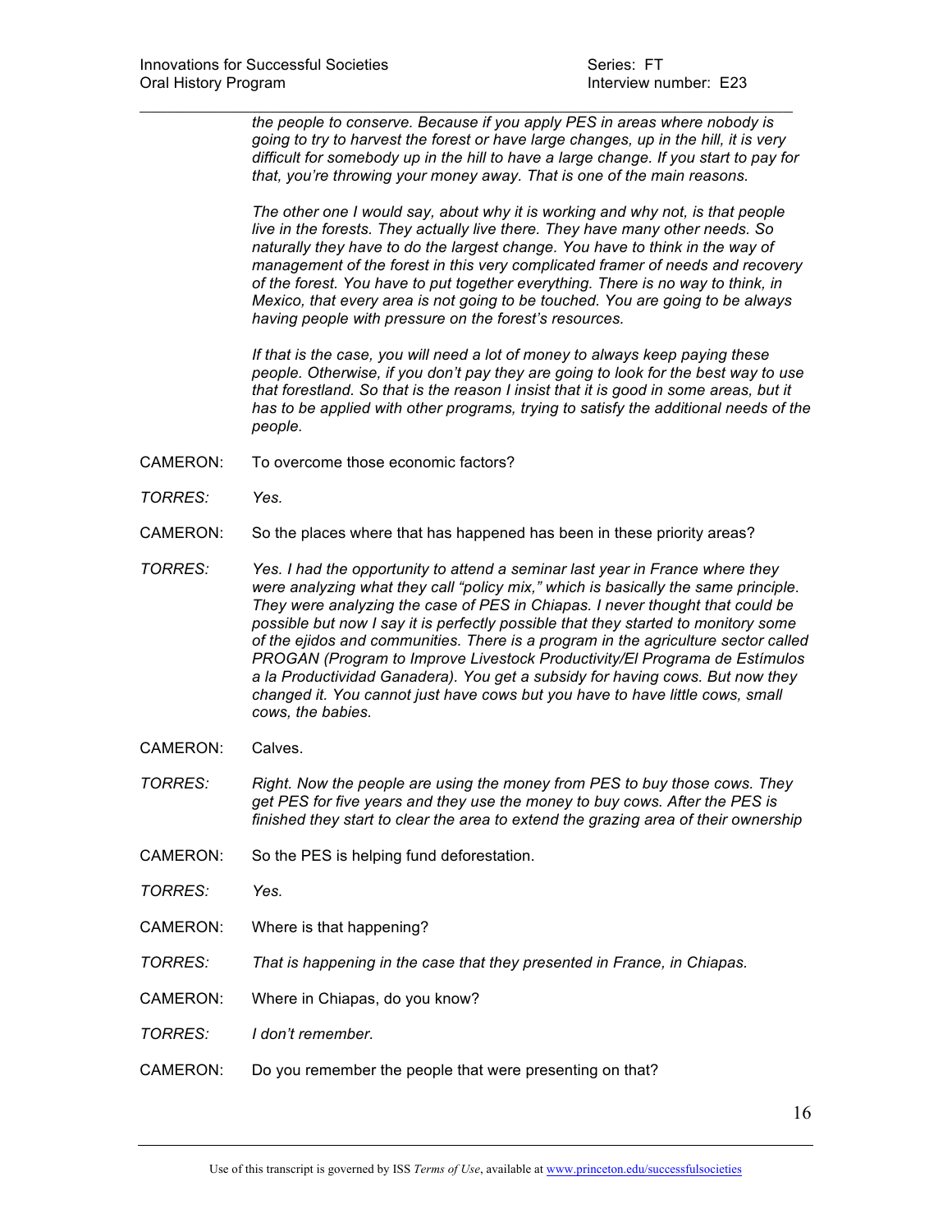*the people to conserve. Because if you apply PES in areas where nobody is going to try to harvest the forest or have large changes, up in the hill, it is very difficult for somebody up in the hill to have a large change. If you start to pay for that, you're throwing your money away. That is one of the main reasons.*

*The other one I would say, about why it is working and why not, is that people live in the forests. They actually live there. They have many other needs. So naturally they have to do the largest change. You have to think in the way of management of the forest in this very complicated framer of needs and recovery of the forest. You have to put together everything. There is no way to think, in Mexico, that every area is not going to be touched. You are going to be always having people with pressure on the forest's resources.*

*If that is the case, you will need a lot of money to always keep paying these people. Otherwise, if you don't pay they are going to look for the best way to use that forestland. So that is the reason I insist that it is good in some areas, but it has to be applied with other programs, trying to satisfy the additional needs of the people.*

CAMERON: To overcome those economic factors?

*TORRES: Yes.*

CAMERON: So the places where that has happened has been in these priority areas?

*TORRES: Yes. I had the opportunity to attend a seminar last year in France where they were analyzing what they call "policy mix," which is basically the same principle. They were analyzing the case of PES in Chiapas. I never thought that could be possible but now I say it is perfectly possible that they started to monitor some of the ejidos and communities. There is a program in the agriculture sector called PROGAN (Program to Improve Livestock Productivity/El Programa de Estímulos a la Productividad Ganadera). You get a subsidy for having cows. But now they changed it. You cannot just have cows but you have to have little cows, small cows, the babies.*

CAMERON: Calves.

*TORRES: Right. Now the people are using the money from PES to buy those cows. They get PES for five years and they use the money to buy cows. After the PES is finished they start to clear the area to extend the grazing area of their ownership*

CAMERON: So the PES is helping fund deforestation.

*TORRES: Yes.*

CAMERON: Where is that happening?

*TORRES: That is happening in the case that they presented in France, in Chiapas.*

CAMERON: Where in Chiapas, do you know?

*TORRES: I don't remember.*

CAMERON: Do you remember the people that were presenting on that?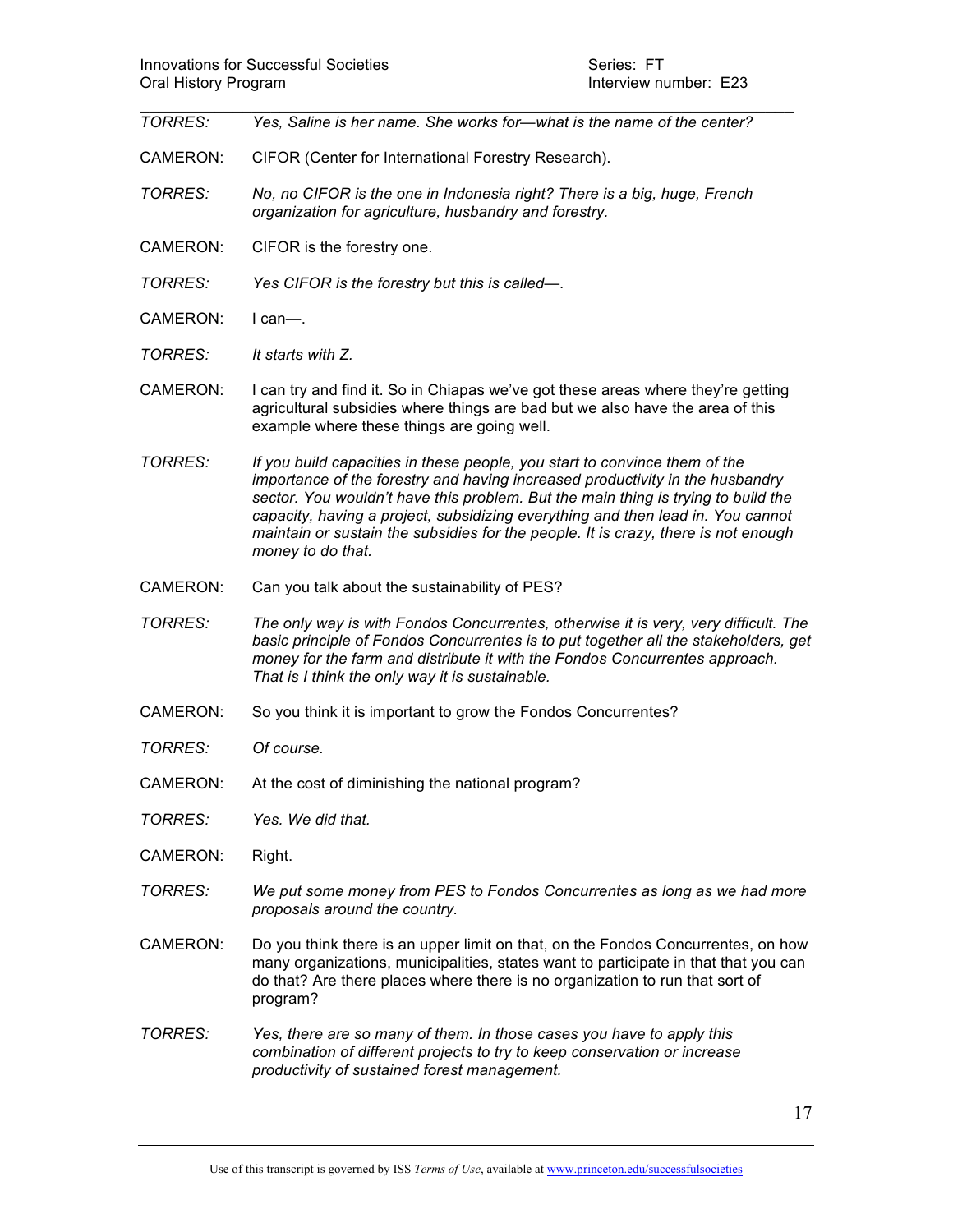*TORRES:* *Yes, Saline is her name. She works for—what is the name of the center?*

CAMERON: CIFOR (Center for International Forestry Research).

*TORRES:* *No, no CIFOR is the one in Indonesia right? There is a big, huge, French organization for agriculture, husbandry and forestry.*

CAMERON: CIFOR is the forestry one.

*TORRES:* *Yes CIFOR is the forestry but this is called—.*

CAMERON: I can—.

*TORRES:* *It starts with Z.*

CAMERON: I can try and find it. So in Chiapas we've got these areas where they're getting agricultural subsidies where things are bad but we also have the area of this example where these things are going well.

*TORRES:* *If you build capacities in these people, you start to convince them of the importance of the forestry and having increased productivity in the husbandry sector. You wouldn't have this problem. But the main thing is trying to build the capacity, having a project, subsidizing everything and then lead in. You cannot maintain or sustain the subsidies for the people. It is crazy, there is not enough money to do that.*

CAMERON: Can you talk about the sustainability of PES?

*TORRES:* *The only way is with Fondos Concurrentes, otherwise it is very, very difficult. The basic principle of Fondos Concurrentes is to put together all the stakeholders, get money for the farm and distribute it with the Fondos Concurrentes approach. That is I think the only way it is sustainable.*

CAMERON: So you think it is important to grow the Fondos Concurrentes?

*TORRES:* *Of course.*

CAMERON: At the cost of diminishing the national program?

*TORRES:* *Yes. We did that.*

CAMERON: Right.

*TORRES:* *We put some money from PES to Fondos Concurrentes as long as we had more proposals around the country.*

CAMERON: Do you think there is an upper limit on that, on the Fondos Concurrentes, on how many organizations, municipalities, states want to participate in that that you can do that? Are there places where there is no organization to run that sort of program?

*TORRES:* *Yes, there are so many of them. In those cases you have to apply this combination of different projects to try to keep conservation or increase productivity of sustained forest management.*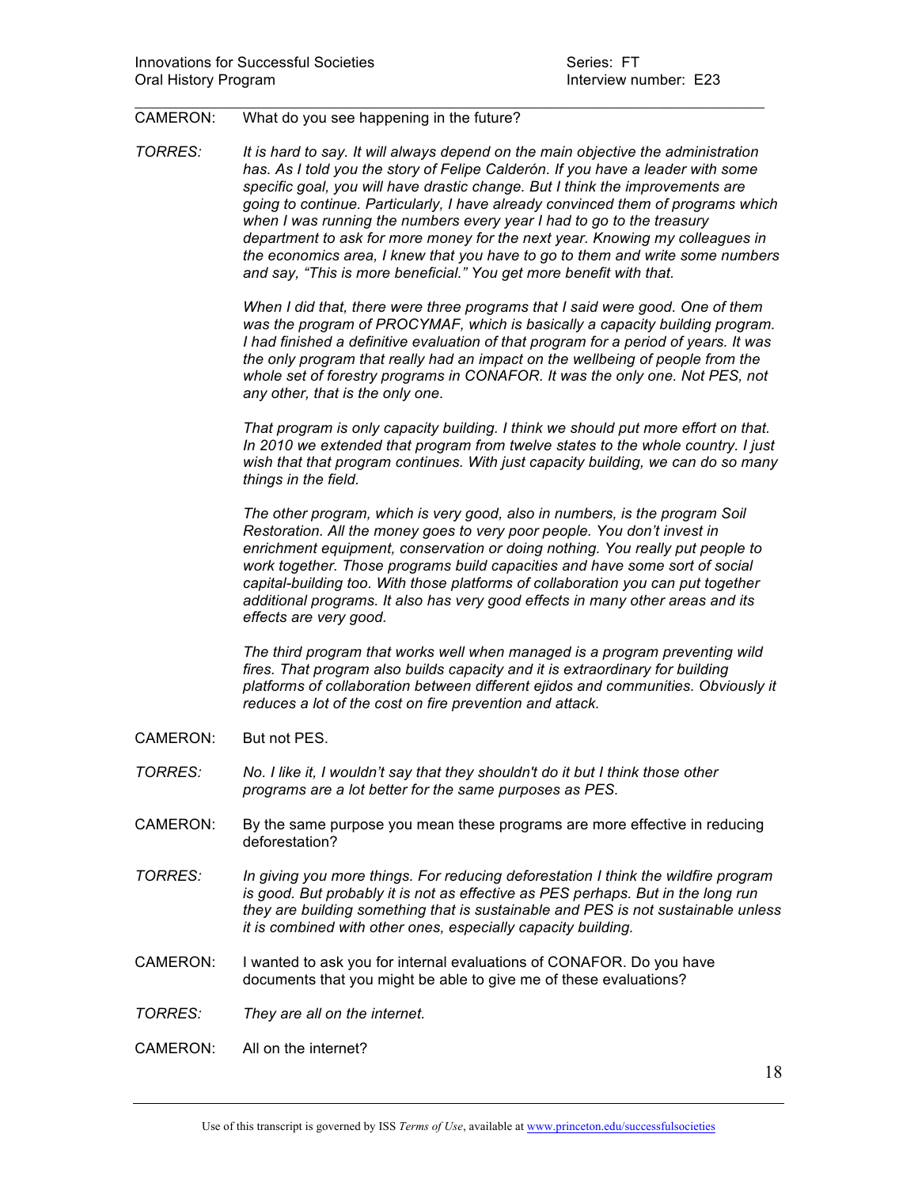CAMERON: What do you see happening in the future?

*TORRES: It is hard to say. It will always depend on the main objective the administration has. As I told you the story of Felipe Calderón. If you have a leader with some specific goal, you will have drastic change. But I think the improvements are going to continue. Particularly, I have already convinced them of programs which when I was running the numbers every year I had to go to the treasury department to ask for more money for the next year. Knowing my colleagues in the economics area, I knew that you have to go to them and write some numbers and say, "This is more beneficial." You get more benefit with that.*

*When I did that, there were three programs that I said were good. One of them was the program of PROCYMAF, which is basically a capacity building program. I had finished a definitive evaluation of that program for a period of years. It was the only program that really had an impact on the wellbeing of people from the whole set of forestry programs in CONAFOR. It was the only one. Not PES, not any other, that is the only one.*

*That program is only capacity building. I think we should put more effort on that. In 2010 we extended that program from twelve states to the whole country. I just wish that that program continues. With just capacity building, we can do so many things in the field.*

*The other program, which is very good, also in numbers, is the program Soil Restoration. All the money goes to very poor people. You don't invest in enrichment equipment, conservation or doing nothing. You really put people to work together. Those programs build capacities and have some sort of social capital-building too. With those platforms of collaboration you can put together additional programs. It also has very good effects in many other areas and its effects are very good.*

*The third program that works well when managed is a program preventing wild fires. That program also builds capacity and it is extraordinary for building platforms of collaboration between different ejidos and communities. Obviously it reduces a lot of the cost on fire prevention and attack.*

CAMERON: But not PES.

*TORRES: No. I like it, I wouldn't say that they shouldn't do it but I think those other programs are a lot better for the same purposes as PES.*

CAMERON: By the same purpose you mean these programs are more effective in reducing deforestation?

*TORRES: In giving you more things. For reducing deforestation I think the wildfire program is good. But probably it is not as effective as PES perhaps. But in the long run they are building something that is sustainable and PES is not sustainable unless it is combined with other ones, especially capacity building.*

CAMERON: I wanted to ask you for internal evaluations of CONAFOR. Do you have documents that you might be able to give me of these evaluations?

*TORRES: They are all on the internet.*

CAMERON: All on the internet?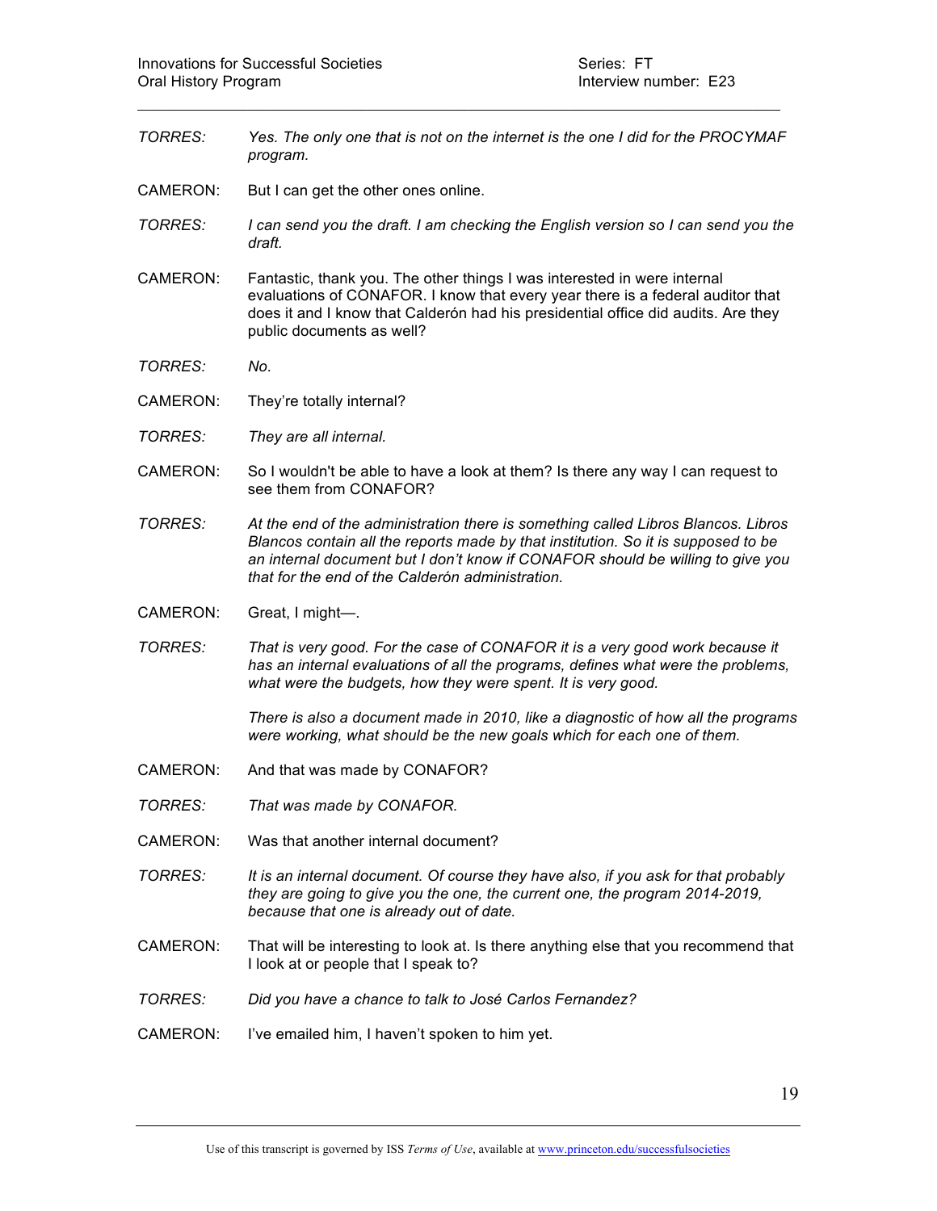TORRES: *Yes. The only one that is not on the internet is the one I did for the PROCYMAF program.*

CAMERON: But I can get the other ones online.

TORRES: *I can send you the draft. I am checking the English version so I can send you the draft.*

CAMERON: Fantastic, thank you. The other things I was interested in were internal evaluations of CONAFOR. I know that every year there is a federal auditor that does it and I know that Calderón had his presidential office did audits. Are they public documents as well?

TORRES: *No.*

CAMERON: They're totally internal?

TORRES: *They are all internal.*

CAMERON: So I wouldn't be able to have a look at them? Is there any way I can request to see them from CONAFOR?

TORRES: *At the end of the administration there is something called Libros Blancos. Libros Blancos contain all the reports made by that institution. So it is supposed to be an internal document but I don't know if CONAFOR should be willing to give you that for the end of the Calderón administration.*

CAMERON: Great, I might—.

TORRES: *That is very good. For the case of CONAFOR it is a very good work because it has an internal evaluations of all the programs, defines what were the problems, what were the budgets, how they were spent. It is very good.*

*There is also a document made in 2010, like a diagnostic of how all the programs were working, what should be the new goals which for each one of them.*

CAMERON: And that was made by CONAFOR?

TORRES: *That was made by CONAFOR.*

CAMERON: Was that another internal document?

TORRES: *It is an internal document. Of course they have also, if you ask for that probably they are going to give you the one, the current one, the program 2014-2019, because that one is already out of date.*

CAMERON: That will be interesting to look at. Is there anything else that you recommend that I look at or people that I speak to?

TORRES: *Did you have a chance to talk to José Carlos Fernandez?*

CAMERON: I've emailed him, I haven't spoken to him yet.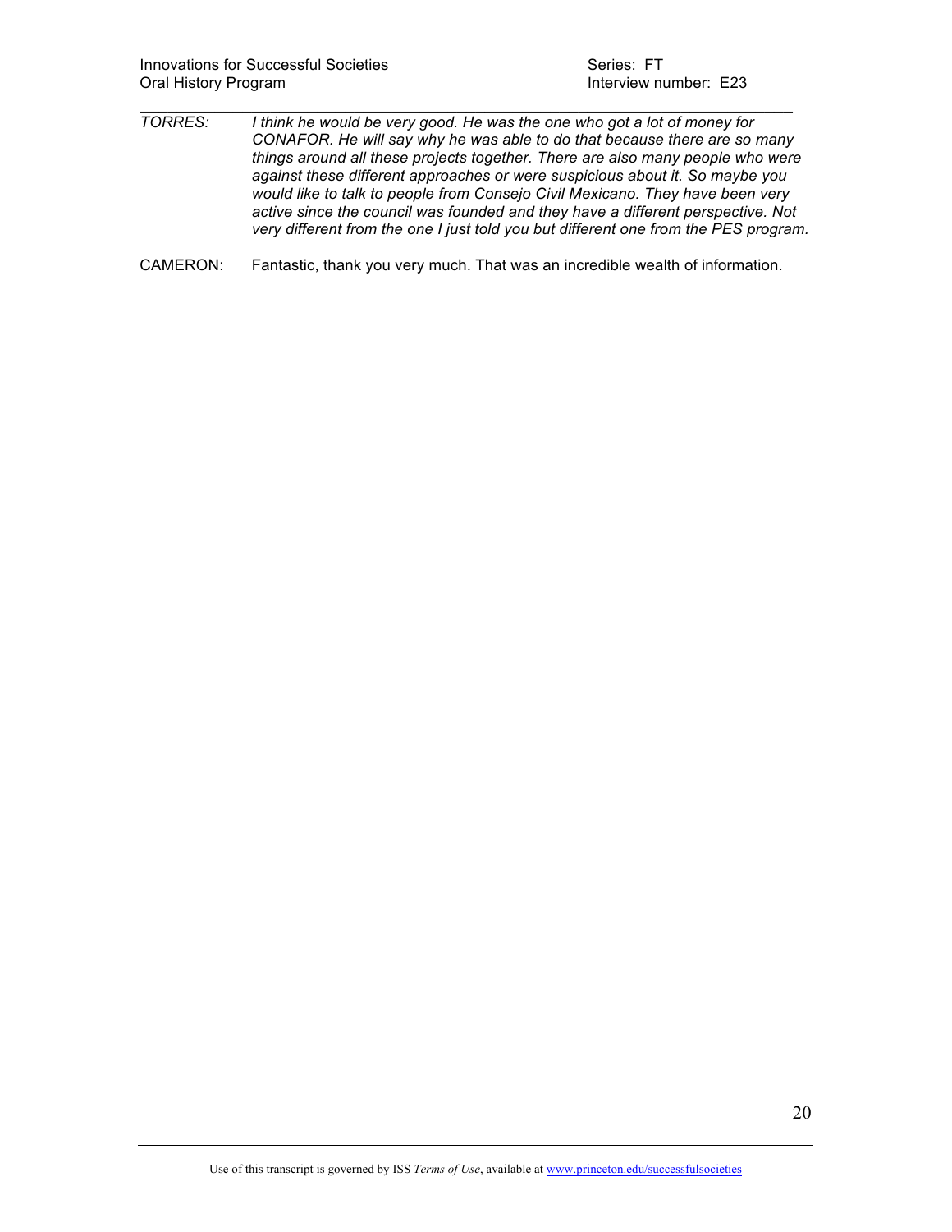*TORRES:* *I think he would be very good. He was the one who got a lot of money for CONAFOR. He will say why he was able to do that because there are so many things around all these projects together. There are also many people who were against these different approaches or were suspicious about it. So maybe you would like to talk to people from Consejo Civil Mexicano. They have been very active since the council was founded and they have a different perspective. Not very different from the one I just told you but different one from the PES program.*

CAMERON: Fantastic, thank you very much. That was an incredible wealth of information.